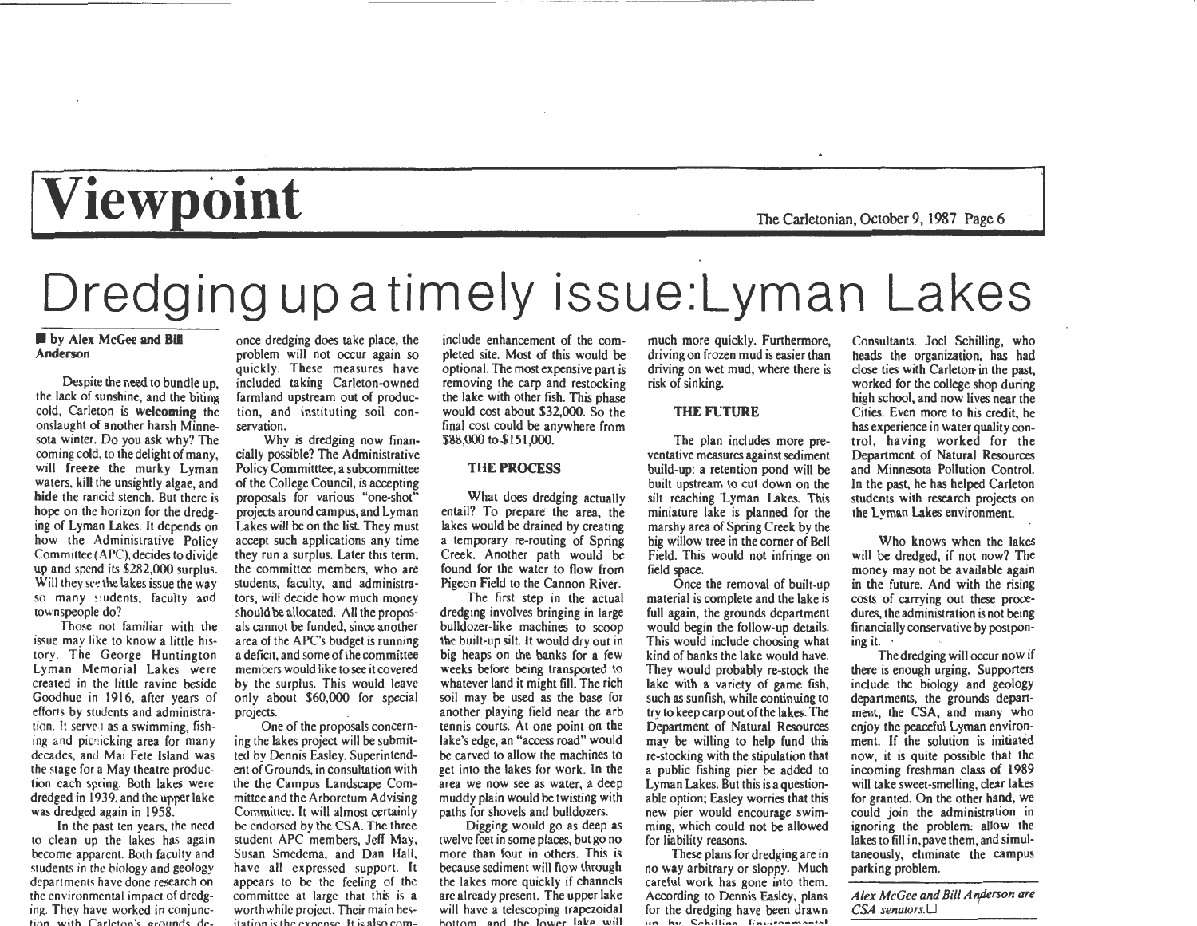# Viewpoint

# Dredging up a timely issue: Lyman Lakes

**by Alex McGee and Bill Anderson**

Despite the need to bundle up, the lack of sunshine, and the biting cold, Carleton is **welcoming** the onslaught of another harsh Minnesota winter. Do you ask why? The coming cold, to the delight of many, will **freeze** the murky Lyman waters, **kill** the unsightly algae, and **hide** the rancid stench. But there is hope on the horizon for the dredging of Lyman Lakes. It depends on how the Administrative Policy Committee (APC), decides to divide up and spend its $282,000 surplus. Will they see the lakes issue the way so many students, faculty and townspeople do?

Those not familiar with the issue may like to know a little history. The George Huntington Lyman Memorial Lakes were created in the little ravine beside Goodhue in 1916, after years of efforts by students and administration. It served as a swimming, fishing and picnicking area for many decades, and Mai Fete Island was the stage for a May theatre production each spring. Both lakes were dredged in 1939, and the upper lake was dredged again in 1958.

In the past ten years, the need to clean up the lakes has again become apparent. Both faculty and students in the biology and geology departments have done research on the environmental impact of dredging. They have worked in conjunction with Carleton's grounds department to ensure that once dredging does take place, the problem will not occur again so quickly. These measures have included taking Carleton-owned farmland upstream out of production, and instituting soil conservation.

Why is dredging now financially possible? The Administrative Policy Committtee, a subcommittee of the College Council, is accepting proposals for various "one-shot" projects around campus, and Lyman Lakes will be on the list. They must accept such applications any time they run a surplus. Later this term, the committee members, who are students, faculty, and administrators, will decide how much money should be allocated. All the proposals cannot be funded, since another area of the APC's budget is running a deficit, and some of the committee members would like to see it covered by the surplus. This would leave only about $60,000 for special projects.

One of the proposals concerning the lakes project will be submitted by Dennis Easley, Superintendent of Grounds, in consultation with the the Campus Landscape Committee and the Arboretum Advising Committee. It will almost certainly be endorsed by the CSA. The three student APC members, Jeff May, Susan Smedema, and Dan Hall, have all expressed support. It appears to be the feeling of the committee at large that this is a worthwhile project. Their main hesitation is the expense. It is also common to include enhancement of the completed site. Most of this would be optional. The most expensive part is removing the carp and restocking the lake with other fish. This phase would cost about $32,000. So the final cost could be anywhere from $88,000 to $151,000.

### THE PROCESS

What does dredging actually entail? To prepare the area, the lakes would be drained by creating a temporary re-routing of Spring Creek. Another path would be found for the water to flow from Pigeon Field to the Cannon River.

The first step in the actual dredging involves bringing in large bulldozer-like machines to scoop the built-up silt. It would dry out in big heaps on the banks for a few weeks before being transported to whatever land it might fill. The rich soil may be used as the base for another playing field near the arb tennis courts. At one point on the lake's edge, an "access road" would be carved to allow the machines to get into the lakes for work. In the area we now see as water, a deep muddy plain would be twisting with paths for shovels and bulldozers.

Digging would go as deep as twelve feet in some places, but go no more than four in others. This is because sediment will flow through the lakes more quickly if channels are already present. The upper lake will have a telescoping trapezoidal bottom, and the lower lake will ... much more quickly. Furthermore, driving on frozen mud is easier than driving on wet mud, where there is risk of sinking.

### THE FUTURE

The plan includes more preventative measures against sediment build-up: a retention pond will be built upstream to cut down on the silt reaching Lyman Lakes. This miniature lake is planned for the marshy area of Spring Creek by the big willow tree in the corner of Bell Field. This would not infringe on field space.

Once the removal of built-up material is complete and the lake is full again, the grounds department would begin the follow-up details. This would include choosing what kind of banks the lake would have. They would probably re-stock the lake with a variety of game fish, such as sunfish, while continuing to try to keep carp out of the lakes. The Department of Natural Resources may be willing to help fund this re-stocking with the stipulation that a public fishing pier be added to Lyman Lakes. But this is a questionable option; Easley worries that this new pier would encourage swimming, which could not be allowed for liability reasons.

These plans for dredging are in no way arbitrary or sloppy. Much careful work has gone into them. According to Dennis Easley, plans for the dredging have been drawn up by Schilling Environmental Consultants. Joel Schilling, who heads the organization, has had close ties with Carleton in the past, worked for the college shop during high school, and now lives near the Cities. Even more to his credit, he has experience in water quality control, having worked for the Department of Natural Resources and Minnesota Pollution Control. In the past, he has helped Carleton students with research projects on the Lyman Lakes environment.

Who knows when the lakes will be dredged, if not now? The money may not be available again in the future. And with the rising costs of carrying out these procedures, the administration is not being financially conservative by postponing it.

The dredging will occur now if there is enough urging. Supporters include the biology and geology departments, the grounds department, the CSA, and many who enjoy the peaceful Lyman environment. If the solution is initiated now, it is quite possible that the incoming freshman class of 1989 will take sweet-smelling, clear lakes for granted. On the other hand, we could join the administration in ignoring the problem: allow the lakes to fill in, pave them, and simultaneously, eliminate the campus parking problem.

*Alex McGee and Bill Anderson are CSA senators.*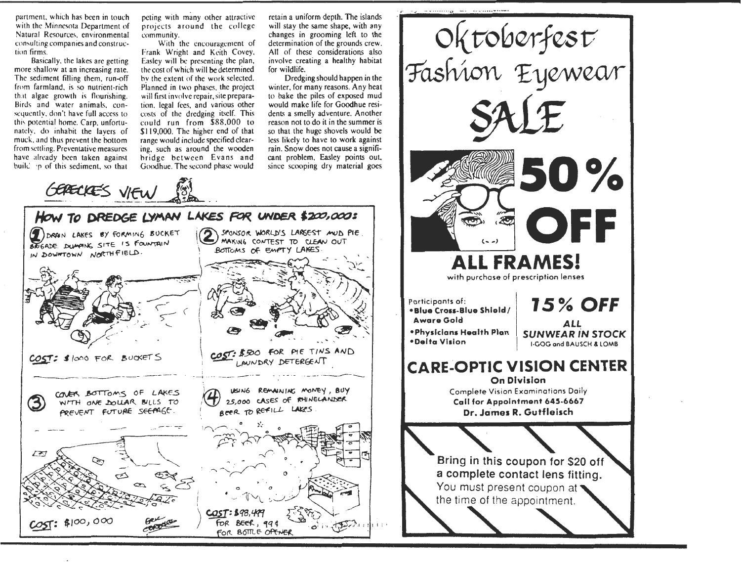partment, which has been in touch with the Minnesota Department of Natural Resources, environmental consulting companies and construction firms.

Basically, the lakes are getting more shallow at an increasing rate. The sediment filling them, run-off from farmland, is so nutrient-rich that algae growth is flourishing. Birds and water animals, consequently, don't have full access to this potential home. Carp, unfortunately, do inhabit the layers of muck, and thus prevent the bottom from settling. Preventative measures have already been taken against build-up of this sediment, so that competing with many other attractive projects around the college community.

With the encouragement of Frank Wright and Keith Covey, Easley will be presenting the plan, the cost of which will be determined by the extent of the work selected. Planned in two phases, the project will first involve repair, site preparation, legal fees, and various other costs of the dredging itself. This could run from $88,000 to $119,000. The higher end of that range would include specified clearing, such as around the wooden bridge between Evans and Goodhue. The second phase would retain a uniform depth. The islands will stay the same shape, with any changes in grooming left to the determination of the grounds crew. All of these considerations also involve creating a healthy habitat for wildlife.

Dredging should happen in the winter, for many reasons. Any heat to bake the piles of exposed mud would make life for Goodhue residents a smelly adventure. Another reason not to do it in the summer is so that the huge shovels would be less likely to have to work against rain. Snow does not cause a significant problem, Easley points out, since scooping dry material goes

## GERECKE'S VIEW

### HOW TO DREDGE LYMAN LAKES FOR UNDER $200,000:

1. DRAIN LAKES BY FORMING BUCKET BRIGADE. DUMPING SITE IS FOUNTAIN IN DOWNTOWN NORTHFIELD.
   COST: $1000 FOR BUCKETS
2. SPONSOR WORLD'S LARGEST MUD PIE MAKING CONTEST TO CLEAN OUT BOTTOMS OF EMPTY LAKES.
   COST: $500 FOR PIE TINS AND LAUNDRY DETERGENT
3. COVER BOTTOMS OF LAKES WITH ONE DOLLAR BILLS TO PREVENT FUTURE SEEPAGE.
   COST: $100,000
4. USING REMAINING MONEY, BUY 25,000 CASES OF RHINELANDER BEER TO REFILL LAKES.
   COST: $98,499 FOR BEER, 99¢ FOR BOTTLE OPENER

---

# Oktoberfest Fashion Eyewear SALE

## 50% OFF ALL FRAMES!

with purchase of prescription lenses

Participants of:
- Blue Cross-Blue Shield/ Aware Gold
- Physicians Health Plan
- Delta Vision

## 15% OFF ALL SUNWEAR IN STOCK

I-GOG and BAUSCH & LOMB

## CARE-OPTIC VISION CENTER

**On Division**

Complete Vision Examinations Daily

**Call for Appointment 645-6667**

**Dr. James R. Gutfleisch**

**Bring in this coupon for $20 off a complete contact lens fitting.**
You must present coupon at the time of the appointment.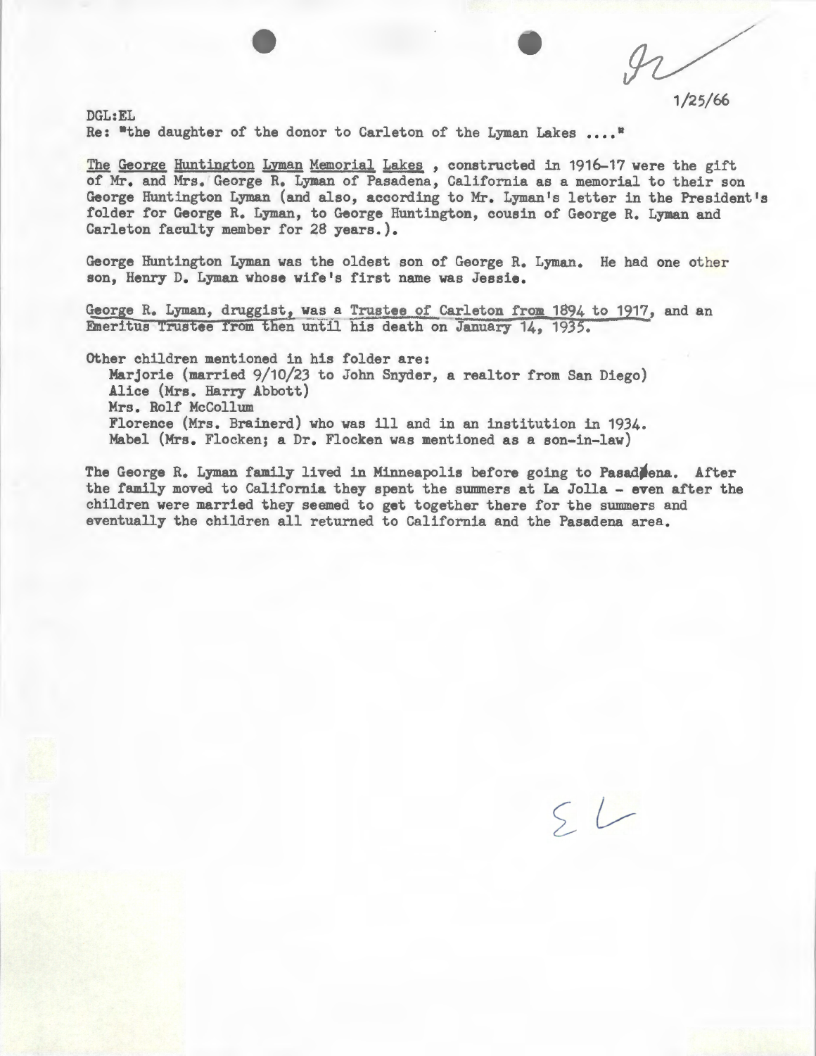1/25/66

DGL:EL

Re: "the daughter of the donor to Carleton of the Lyman Lakes ...."

The George Huntington Lyman Memorial Lakes , constructed in 1916-17 were the gift of Mr. and Mrs. George R. Lyman of Pasadena, California as a memorial to their son George Huntington Lyman (and also, according to Mr. Lyman's letter in the President's folder for George R. Lyman, to George Huntington, cousin of George R. Lyman and Carleton faculty member for 28 years.).

George Huntington Lyman was the oldest son of George R. Lyman. He had one other son, Henry D. Lyman whose wife's first name was Jessie.

George R. Lyman, druggist, was a Trustee of Carleton from 1894 to 1917, and an Emeritus Trustee from then until his death on January 14, 1935.

Other children mentioned in his folder are:

- Marjorie (married 9/10/23 to John Snyder, a realtor from San Diego)
- Alice (Mrs. Harry Abbott)
- Mrs. Rolf McCollum
- Florence (Mrs. Brainerd) who was ill and in an institution in 1934.
- Mabel (Mrs. Flocken; a Dr. Flocken was mentioned as a son-in-law)

The George R. Lyman family lived in Minneapolis before going to Pasadena. After the family moved to California they spent the summers at La Jolla - even after the children were married they seemed to get together there for the summers and eventually the children all returned to California and the Pasadena area.

EL